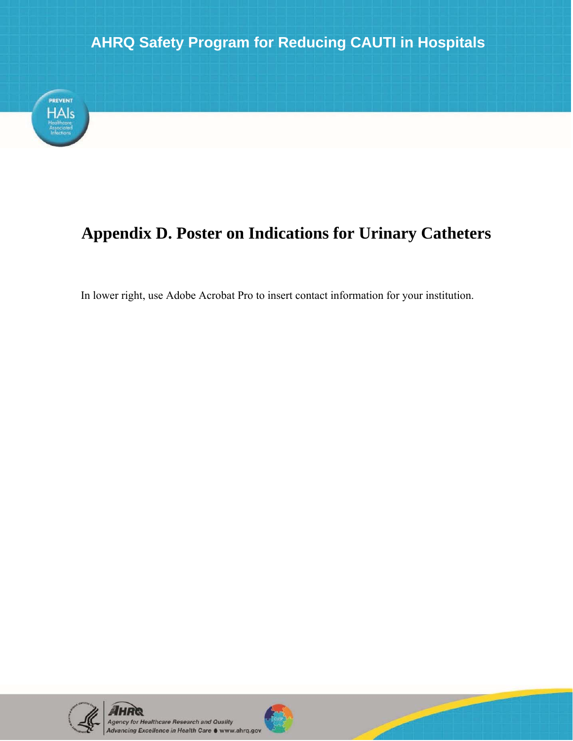# Appendix D. Poster on Indications for Urinary Catheters

In lower right, use Adobe Acrobat Pro to insert contact information for your institution.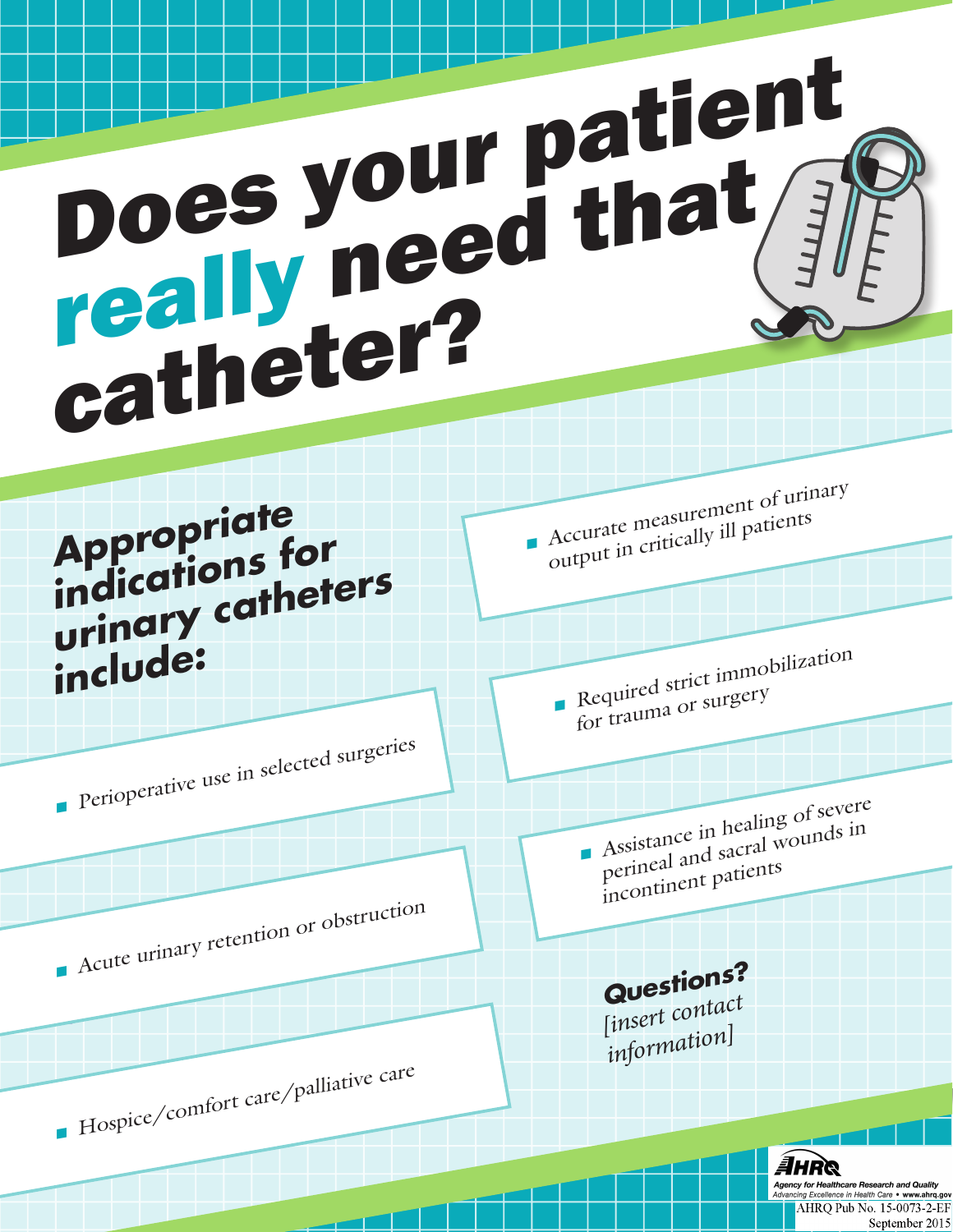# Does your patient *really* need that catheter?

## Appropriate indications for urinary catheters include:

- Perioperative use in selected surgeries
- Acute urinary retention or obstruction
- Hospice/comfort care/palliative care
- Accurate measurement of urinary output in critically ill patients
- Required strict immobilization for trauma or surgery
- Assistance in healing of severe perineal and sacral wounds in incontinent patients

**Questions?**
*[insert contact information]*

AHRQ
Agency for Healthcare Research and Quality
Advancing Excellence in Health Care • www.ahrq.gov
AHRQ Pub No. 15-0073-2-EF
September 2015